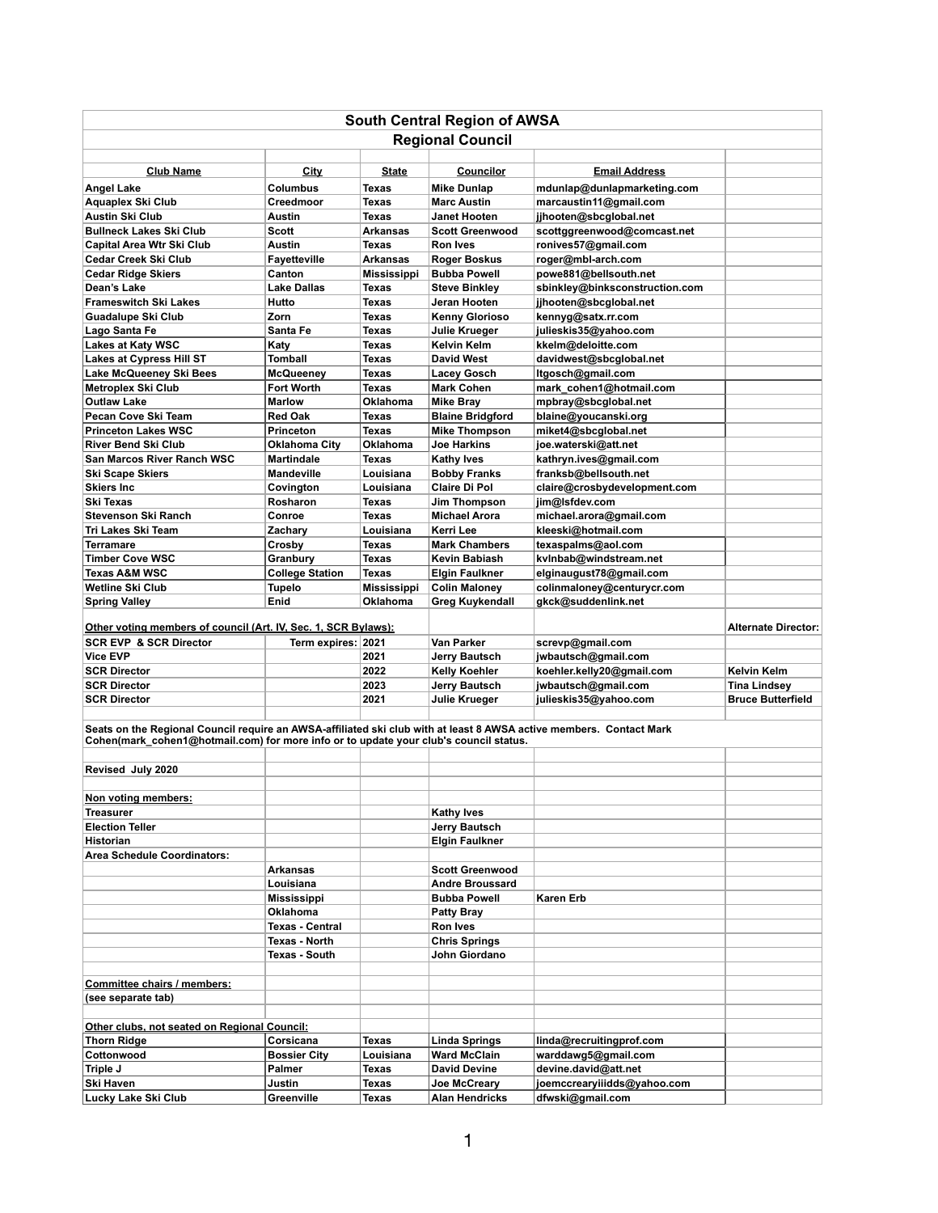# South Central Region of AWSA

## Regional Council

| Club Name | City | State | Councilor | Email Address | |
|---|---|---|---|---|---|
| Angel Lake | Columbus | Texas | Mike Dunlap | mdunlap@dunlapmarketing.com | |
| Aquaplex Ski Club | Creedmoor | Texas | Marc Austin | marcaustin11@gmail.com | |
| Austin Ski Club | Austin | Texas | Janet Hooten | jjhooten@sbcglobal.net | |
| Bullneck Lakes Ski Club | Scott | Arkansas | Scott Greenwood | scottggreenwood@comcast.net | |
| Capital Area Wtr Ski Club | Austin | Texas | Ron Ives | ronives57@gmail.com | |
| Cedar Creek Ski Club | Fayetteville | Arkansas | Roger Boskus | roger@mbl-arch.com | |
| Cedar Ridge Skiers | Canton | Mississippi | Bubba Powell | powe881@bellsouth.net | |
| Dean's Lake | Lake Dallas | Texas | Steve Binkley | sbinkley@binksconstruction.com | |
| Frameswitch Ski Lakes | Hutto | Texas | Jeran Hooten | jjhooten@sbcglobal.net | |
| Guadalupe Ski Club | Zorn | Texas | Kenny Glorioso | kennyg@satx.rr.com | |
| Lago Santa Fe | Santa Fe | Texas | Julie Krueger | julieskis35@yahoo.com | |
| Lakes at Katy WSC | Katy | Texas | Kelvin Kelm | kkelm@deloitte.com | |
| Lakes at Cypress Hill ST | Tomball | Texas | David West | davidwest@sbcglobal.net | |
| Lake McQueeney Ski Bees | McQueeney | Texas | Lacey Gosch | ltgosch@gmail.com | |
| Metroplex Ski Club | Fort Worth | Texas | Mark Cohen | mark_cohen1@hotmail.com | |
| Outlaw Lake | Marlow | Oklahoma | Mike Bray | mpbray@sbcglobal.net | |
| Pecan Cove Ski Team | Red Oak | Texas | Blaine Bridgford | blaine@youcanski.org | |
| Princeton Lakes WSC | Princeton | Texas | Mike Thompson | miket4@sbcglobal.net | |
| River Bend Ski Club | Oklahoma City | Oklahoma | Joe Harkins | joe.waterski@att.net | |
| San Marcos River Ranch WSC | Martindale | Texas | Kathy Ives | kathryn.ives@gmail.com | |
| Ski Scape Skiers | Mandeville | Louisiana | Bobby Franks | franksb@bellsouth.net | |
| Skiers Inc | Covington | Louisiana | Claire Di Pol | claire@crosbydevelopment.com | |
| Ski Texas | Rosharon | Texas | Jim Thompson | jim@lsfdev.com | |
| Stevenson Ski Ranch | Conroe | Texas | Michael Arora | michael.arora@gmail.com | |
| Tri Lakes Ski Team | Zachary | Louisiana | Kerri Lee | kleeski@hotmail.com | |
| Terramare | Crosby | Texas | Mark Chambers | texaspalms@aol.com | |
| Timber Cove WSC | Granbury | Texas | Kevin Babiash | kvlnbab@windstream.net | |
| Texas A&M WSC | College Station | Texas | Elgin Faulkner | elginaugust78@gmail.com | |
| Wetline Ski Club | Tupelo | Mississippi | Colin Maloney | colinmaloney@centurycr.com | |
| Spring Valley | Enid | Oklahoma | Greg Kuykendall | gkck@suddenlink.net | |
| | | | | | |
| Other voting members of council (Art. IV, Sec. 1, SCR Bylaws): | | | | | Alternate Director: |
| SCR EVP & SCR Director | Term expires: | 2021 | Van Parker | screvp@gmail.com | |
| Vice EVP | | 2021 | Jerry Bautsch | jwbautsch@gmail.com | |
| SCR Director | | 2022 | Kelly Koehler | koehler.kelly20@gmail.com | Kelvin Kelm |
| SCR Director | | 2023 | Jerry Bautsch | jwbautsch@gmail.com | Tina Lindsey |
| SCR Director | | 2021 | Julie Krueger | julieskis35@yahoo.com | Bruce Butterfield |

Seats on the Regional Council require an AWSA-affiliated ski club with at least 8 AWSA active members. Contact Mark Cohen(mark_cohen1@hotmail.com) for more info or to update your club's council status.

Revised July 2020

| Non voting members: | | | | |
|---|---|---|---|---|
| Treasurer | | | Kathy Ives | |
| Election Teller | | | Jerry Bautsch | |
| Historian | | | Elgin Faulkner | |
| Area Schedule Coordinators: | | | | |
| | Arkansas | | Scott Greenwood | |
| | Louisiana | | Andre Broussard | |
| | Mississippi | | Bubba Powell | Karen Erb |
| | Oklahoma | | Patty Bray | |
| | Texas - Central | | Ron Ives | |
| | Texas - North | | Chris Springs | |
| | Texas - South | | John Giordano | |

Committee chairs / members:
(see separate tab)

| Other clubs, not seated on Regional Council: | | | | |
|---|---|---|---|---|
| Thorn Ridge | Corsicana | Texas | Linda Springs | linda@recruitingprof.com |
| Cottonwood | Bossier City | Louisiana | Ward McClain | warddawg5@gmail.com |
| Triple J | Palmer | Texas | David Devine | devine.david@att.net |
| Ski Haven | Justin | Texas | Joe McCreary | joemccrearyiiidds@yahoo.com |
| Lucky Lake Ski Club | Greenville | Texas | Alan Hendricks | dfwski@gmail.com |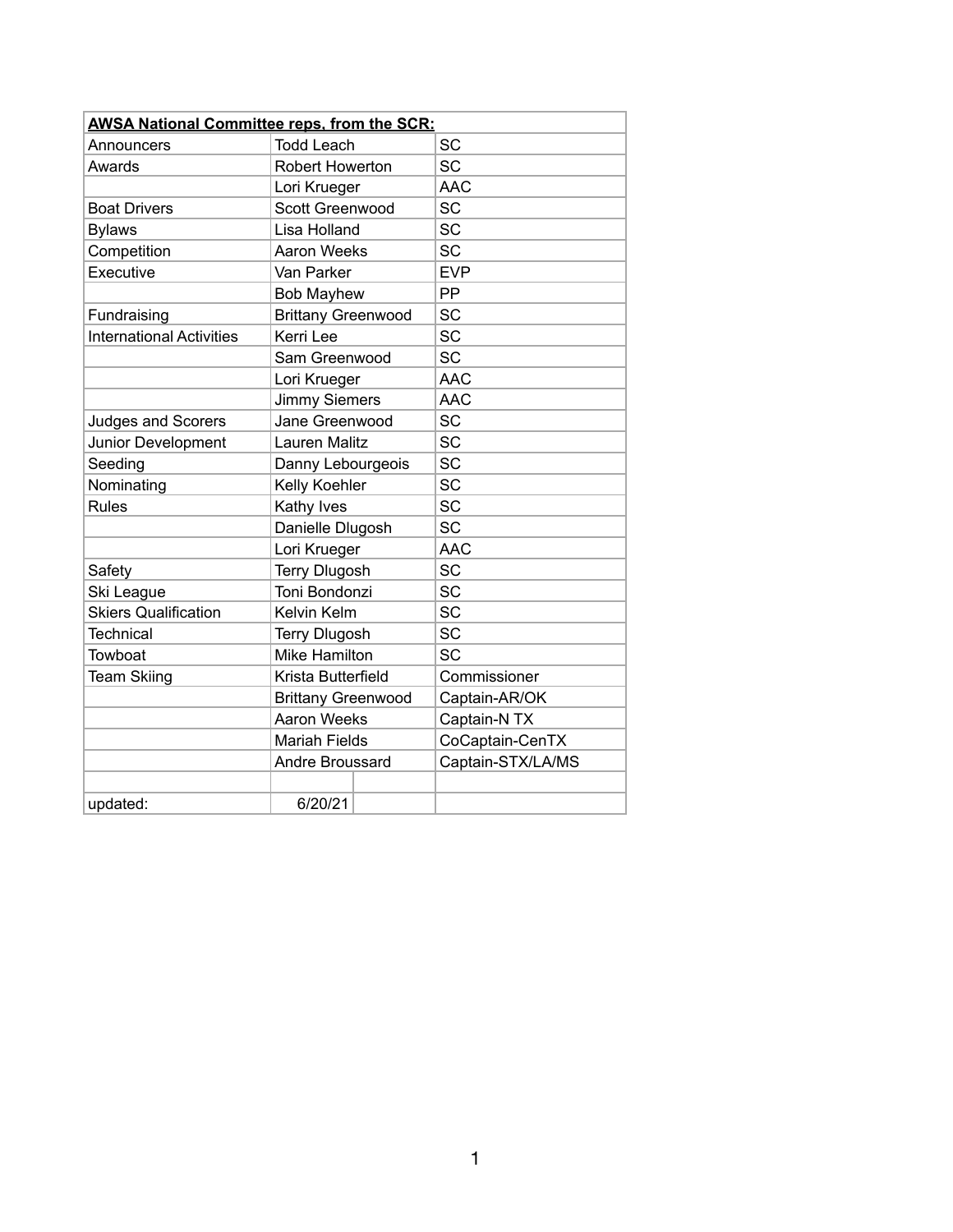| | | |
|---|---|---|
| **AWSA National Committee reps, from the SCR:** | | |
| Announcers | Todd Leach | SC |
| Awards | Robert Howerton | SC |
| | Lori Krueger | AAC |
| Boat Drivers | Scott Greenwood | SC |
| Bylaws | Lisa Holland | SC |
| Competition | Aaron Weeks | SC |
| Executive | Van Parker | EVP |
| | Bob Mayhew | PP |
| Fundraising | Brittany Greenwood | SC |
| International Activities | Kerri Lee | SC |
| | Sam Greenwood | SC |
| | Lori Krueger | AAC |
| | Jimmy Siemers | AAC |
| Judges and Scorers | Jane Greenwood | SC |
| Junior Development | Lauren Malitz | SC |
| Seeding | Danny Lebourgeois | SC |
| Nominating | Kelly Koehler | SC |
| Rules | Kathy Ives | SC |
| | Danielle Dlugosh | SC |
| | Lori Krueger | AAC |
| Safety | Terry Dlugosh | SC |
| Ski League | Toni Bondonzi | SC |
| Skiers Qualification | Kelvin Kelm | SC |
| Technical | Terry Dlugosh | SC |
| Towboat | Mike Hamilton | SC |
| Team Skiing | Krista Butterfield | Commissioner |
| | Brittany Greenwood | Captain-AR/OK |
| | Aaron Weeks | Captain-N TX |
| | Mariah Fields | CoCaptain-CenTX |
| | Andre Broussard | Captain-STX/LA/MS |
| | | |
| updated: | 6/20/21 | |